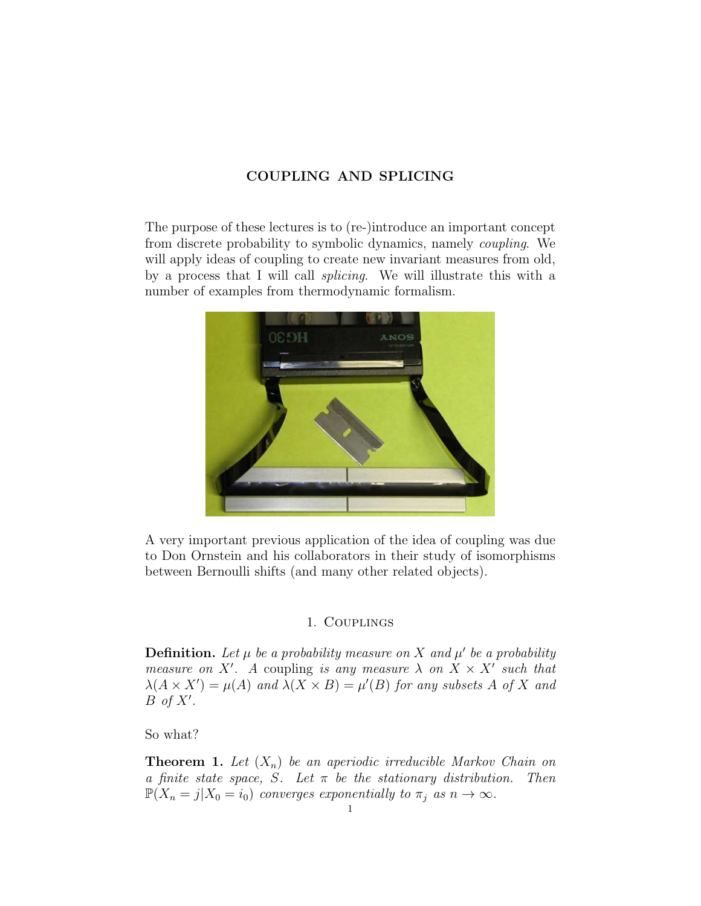# COUPLING AND SPLICING

The purpose of these lectures is to (re-)introduce an important concept from discrete probability to symbolic dynamics, namely *coupling*. We will apply ideas of coupling to create new invariant measures from old, by a process that I will call *splicing*. We will illustrate this with a number of examples from thermodynamic formalism.

A very important previous application of the idea of coupling was due to Don Ornstein and his collaborators in their study of isomorphisms between Bernoulli shifts (and many other related objects).

## 1. Couplings

**Definition.** *Let $\mu$ be a probability measure on $X$ and $\mu'$ be a probability measure on $X'$. A* coupling *is any measure $\lambda$ on $X \times X'$ such that $\lambda(A \times X') = \mu(A)$ and $\lambda(X \times B) = \mu'(B)$ for any subsets $A$ of $X$ and $B$ of $X'$.*

So what?

**Theorem 1.** *Let $(X_n)$ be an aperiodic irreducible Markov Chain on a finite state space, $S$. Let $\pi$ be the stationary distribution. Then $\mathbb{P}(X_n = j|X_0 = i_0)$ converges exponentially to $\pi_j$ as $n \to \infty$.*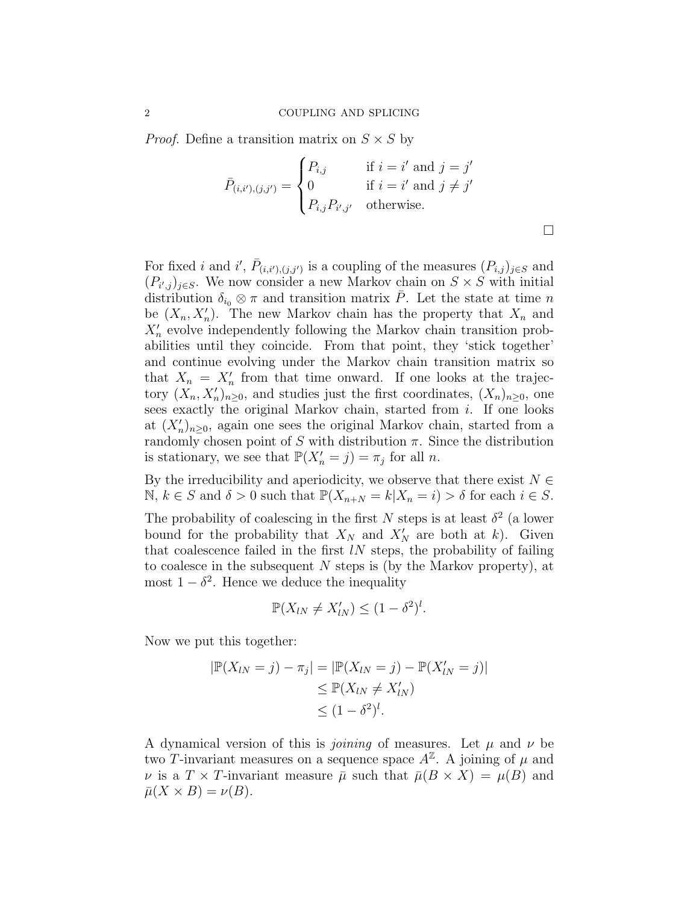*Proof.* Define a transition matrix on $S \times S$ by

$$\bar{P}_{(i,i'),(j,j')} = \begin{cases} P_{i,j} & \text{if } i = i' \text{ and } j = j' \\ 0 & \text{if } i = i' \text{ and } j \neq j' \\ P_{i,j}P_{i',j'} & \text{otherwise.} \end{cases}$$

□

For fixed $i$ and $i'$, $\bar{P}_{(i,i'),(j,j')}$ is a coupling of the measures $(P_{i,j})_{j\in S}$ and $(P_{i',j})_{j\in S}$. We now consider a new Markov chain on $S \times S$ with initial distribution $\delta_{i_0} \otimes \pi$ and transition matrix $\bar{P}$. Let the state at time $n$ be $(X_n, X'_n)$. The new Markov chain has the property that $X_n$ and $X'_n$ evolve independently following the Markov chain transition probabilities until they coincide. From that point, they 'stick together' and continue evolving under the Markov chain transition matrix so that $X_n = X'_n$ from that time onward. If one looks at the trajectory $(X_n, X'_n)_{n\geq 0}$, and studies just the first coordinates, $(X_n)_{n\geq 0}$, one sees exactly the original Markov chain, started from $i$. If one looks at $(X'_n)_{n\geq 0}$, again one sees the original Markov chain, started from a randomly chosen point of $S$ with distribution $\pi$. Since the distribution is stationary, we see that $\mathbb{P}(X'_n = j) = \pi_j$ for all $n$.

By the irreducibility and aperiodicity, we observe that there exist $N \in \mathbb{N}$, $k \in S$ and $\delta > 0$ such that $\mathbb{P}(X_{n+N} = k | X_n = i) > \delta$ for each $i \in S$.

The probability of coalescing in the first $N$ steps is at least $\delta^2$ (a lower bound for the probability that $X_N$ and $X'_N$ are both at $k$). Given that coalescence failed in the first $lN$ steps, the probability of failing to coalesce in the subsequent $N$ steps is (by the Markov property), at most $1 - \delta^2$. Hence we deduce the inequality

$$\mathbb{P}(X_{lN} \neq X'_{lN}) \leq (1 - \delta^2)^l.$$

Now we put this together:

$$\begin{aligned} |\mathbb{P}(X_{lN} = j) - \pi_j| &= |\mathbb{P}(X_{lN} = j) - \mathbb{P}(X'_{lN} = j)| \\ &\leq \mathbb{P}(X_{lN} \neq X'_{lN}) \\ &\leq (1 - \delta^2)^l. \end{aligned}$$

A dynamical version of this is *joining* of measures. Let $\mu$ and $\nu$ be two $T$-invariant measures on a sequence space $A^{\mathbb{Z}}$. A joining of $\mu$ and $\nu$ is a $T \times T$-invariant measure $\bar{\mu}$ such that $\bar{\mu}(B \times X) = \mu(B)$ and $\bar{\mu}(X \times B) = \nu(B)$.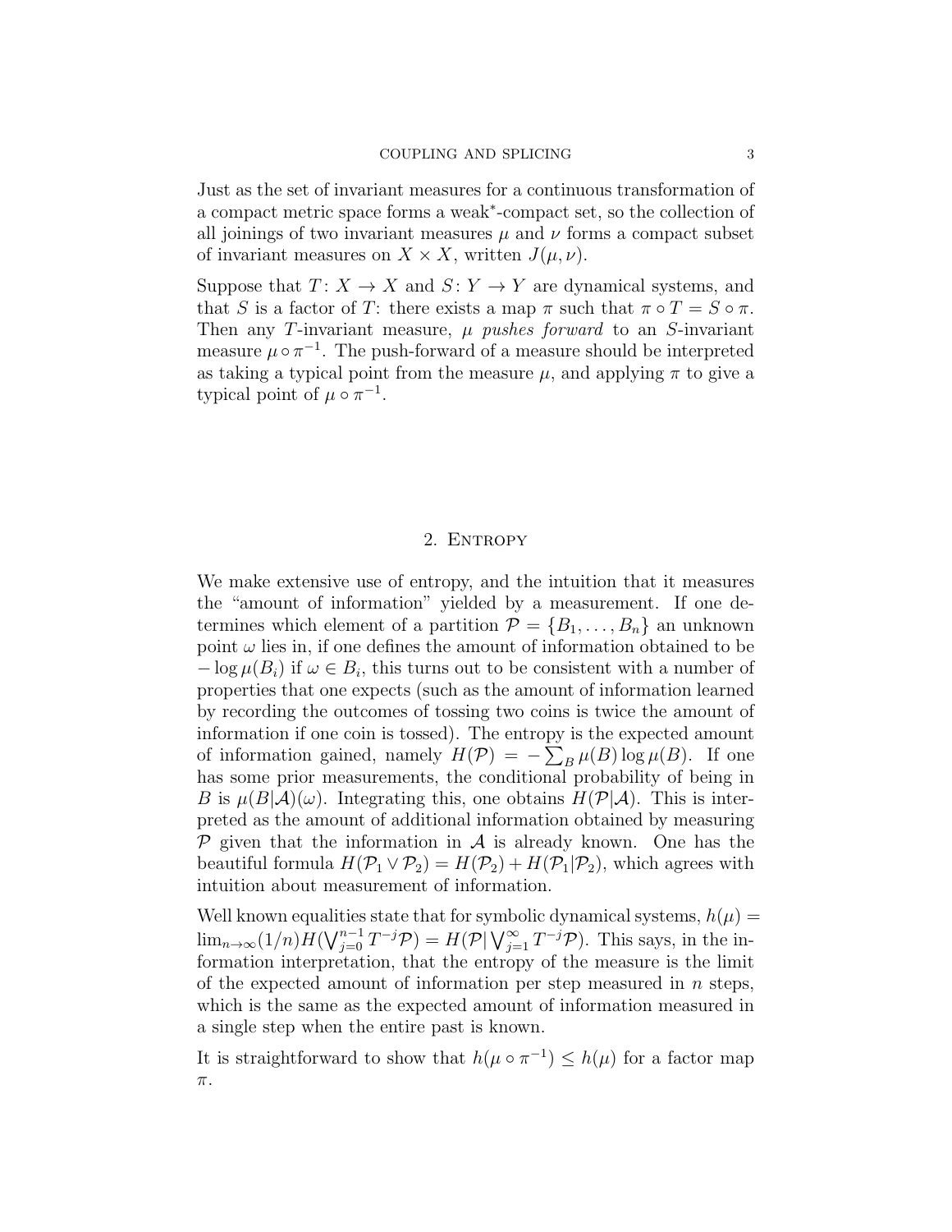Just as the set of invariant measures for a continuous transformation of a compact metric space forms a weak$^*$-compact set, so the collection of all joinings of two invariant measures $\mu$ and $\nu$ forms a compact subset of invariant measures on $X \times X$, written $J(\mu, \nu)$.

Suppose that $T: X \to X$ and $S: Y \to Y$ are dynamical systems, and that $S$ is a factor of $T$: there exists a map $\pi$ such that $\pi \circ T = S \circ \pi$. Then any $T$-invariant measure, $\mu$ *pushes forward* to an $S$-invariant measure $\mu \circ \pi^{-1}$. The push-forward of a measure should be interpreted as taking a typical point from the measure $\mu$, and applying $\pi$ to give a typical point of $\mu \circ \pi^{-1}$.

## 2. Entropy

We make extensive use of entropy, and the intuition that it measures the "amount of information" yielded by a measurement. If one determines which element of a partition $\mathcal{P} = \{B_1, \ldots, B_n\}$ an unknown point $\omega$ lies in, if one defines the amount of information obtained to be $-\log \mu(B_i)$ if $\omega \in B_i$, this turns out to be consistent with a number of properties that one expects (such as the amount of information learned by recording the outcomes of tossing two coins is twice the amount of information if one coin is tossed). The entropy is the expected amount of information gained, namely $H(\mathcal{P}) = -\sum_B \mu(B) \log \mu(B)$. If one has some prior measurements, the conditional probability of being in $B$ is $\mu(B|\mathcal{A})(\omega)$. Integrating this, one obtains $H(\mathcal{P}|\mathcal{A})$. This is interpreted as the amount of additional information obtained by measuring $\mathcal{P}$ given that the information in $\mathcal{A}$ is already known. One has the beautiful formula $H(\mathcal{P}_1 \vee \mathcal{P}_2) = H(\mathcal{P}_2) + H(\mathcal{P}_1|\mathcal{P}_2)$, which agrees with intuition about measurement of information.

Well known equalities state that for symbolic dynamical systems, $h(\mu) = \lim_{n\to\infty}(1/n)H(\bigvee_{j=0}^{n-1} T^{-j}\mathcal{P}) = H(\mathcal{P}|\bigvee_{j=1}^{\infty} T^{-j}\mathcal{P})$. This says, in the information interpretation, that the entropy of the measure is the limit of the expected amount of information per step measured in $n$ steps, which is the same as the expected amount of information measured in a single step when the entire past is known.

It is straightforward to show that $h(\mu \circ \pi^{-1}) \le h(\mu)$ for a factor map $\pi$.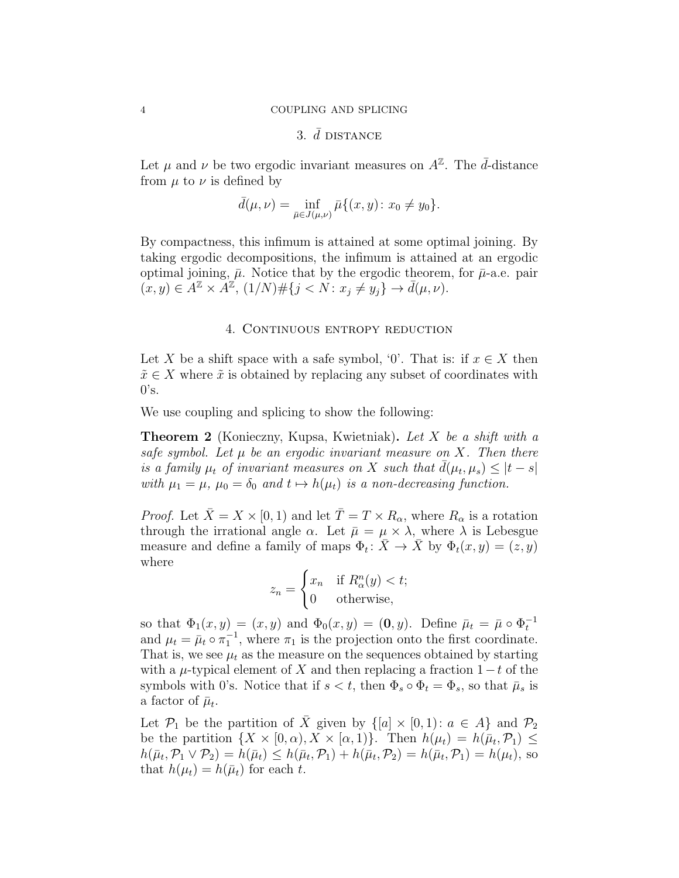## 3. $\bar{d}$ distance

Let $\mu$ and $\nu$ be two ergodic invariant measures on $A^{\mathbb{Z}}$. The $\bar{d}$-distance from $\mu$ to $\nu$ is defined by

$$\bar{d}(\mu,\nu) = \inf_{\bar{\mu}\in J(\mu,\nu)} \bar{\mu}\{(x,y)\colon x_0 \neq y_0\}.$$

By compactness, this infimum is attained at some optimal joining. By taking ergodic decompositions, the infimum is attained at an ergodic optimal joining, $\bar{\mu}$. Notice that by the ergodic theorem, for $\bar{\mu}$-a.e. pair $(x,y) \in A^{\mathbb{Z}} \times A^{\mathbb{Z}}$, $(1/N)\#\{j < N \colon x_j \neq y_j\} \to \bar{d}(\mu,\nu)$.

## 4. Continuous entropy reduction

Let $X$ be a shift space with a safe symbol, '0'. That is: if $x \in X$ then $\tilde{x} \in X$ where $\tilde{x}$ is obtained by replacing any subset of coordinates with 0's.

We use coupling and splicing to show the following:

**Theorem 2** (Konieczny, Kupsa, Kwietniak)**.** *Let $X$ be a shift with a safe symbol. Let $\mu$ be an ergodic invariant measure on $X$. Then there is a family $\mu_t$ of invariant measures on $X$ such that $\bar{d}(\mu_t,\mu_s) \le |t-s|$ with $\mu_1 = \mu$, $\mu_0 = \delta_0$ and $t \mapsto h(\mu_t)$ is a non-decreasing function.*

*Proof.* Let $\bar{X} = X \times [0,1)$ and let $\bar{T} = T \times R_\alpha$, where $R_\alpha$ is a rotation through the irrational angle $\alpha$. Let $\bar{\mu} = \mu \times \lambda$, where $\lambda$ is Lebesgue measure and define a family of maps $\Phi_t \colon \bar{X} \to \bar{X}$ by $\Phi_t(x,y) = (z,y)$ where

$$z_n = \begin{cases} x_n & \text{if } R_\alpha^n(y) < t; \\ 0 & \text{otherwise,} \end{cases}$$

so that $\Phi_1(x,y) = (x,y)$ and $\Phi_0(x,y) = (\mathbf{0},y)$. Define $\bar{\mu}_t = \bar{\mu} \circ \Phi_t^{-1}$ and $\mu_t = \bar{\mu}_t \circ \pi_1^{-1}$, where $\pi_1$ is the projection onto the first coordinate. That is, we see $\mu_t$ as the measure on the sequences obtained by starting with a $\mu$-typical element of $X$ and then replacing a fraction $1-t$ of the symbols with 0's. Notice that if $s < t$, then $\Phi_s \circ \Phi_t = \Phi_s$, so that $\bar{\mu}_s$ is a factor of $\bar{\mu}_t$.

Let $\mathcal{P}_1$ be the partition of $\bar{X}$ given by $\{[a] \times [0,1) \colon a \in A\}$ and $\mathcal{P}_2$ be the partition $\{X \times [0,\alpha), X \times [\alpha,1)\}$. Then $h(\mu_t) = h(\bar{\mu}_t,\mathcal{P}_1) \le h(\bar{\mu}_t,\mathcal{P}_1 \vee \mathcal{P}_2) = h(\bar{\mu}_t) \le h(\bar{\mu}_t,\mathcal{P}_1) + h(\bar{\mu}_t,\mathcal{P}_2) = h(\bar{\mu}_t,\mathcal{P}_1) = h(\mu_t)$, so that $h(\mu_t) = h(\bar{\mu}_t)$ for each $t$.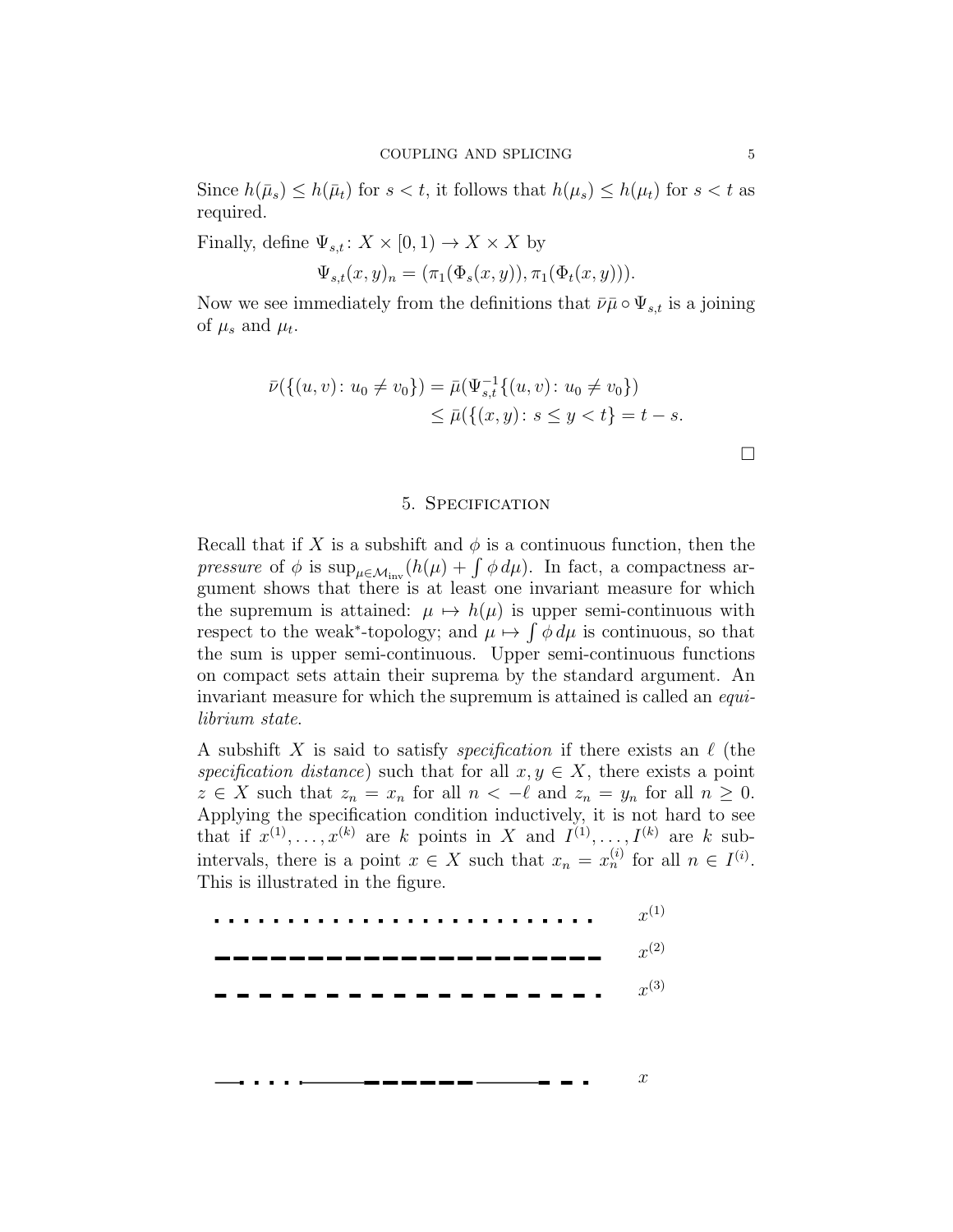Since $h(\bar{\mu}_s) \leq h(\bar{\mu}_t)$ for $s < t$, it follows that $h(\mu_s) \leq h(\mu_t)$ for $s < t$ as required.

Finally, define $\Psi_{s,t} \colon X \times [0,1) \to X \times X$ by

$$\Psi_{s,t}(x,y)_n = (\pi_1(\Phi_s(x,y)), \pi_1(\Phi_t(x,y))).$$

Now we see immediately from the definitions that $\bar{\nu}\bar{\mu} \circ \Psi_{s,t}$ is a joining of $\mu_s$ and $\mu_t$.

$$\begin{aligned}\bar{\nu}(\{(u,v) \colon u_0 \neq v_0\}) &= \bar{\mu}(\Psi_{s,t}^{-1}\{(u,v) \colon u_0 \neq v_0\}) \\ &\leq \bar{\mu}(\{(x,y) \colon s \leq y < t\} = t - s.\end{aligned}$$

□

## 5. Specification

Recall that if $X$ is a subshift and $\phi$ is a continuous function, then the *pressure* of $\phi$ is $\sup_{\mu \in \mathcal{M}_{\text{inv}}}(h(\mu) + \int \phi \, d\mu)$. In fact, a compactness argument shows that there is at least one invariant measure for which the supremum is attained: $\mu \mapsto h(\mu)$ is upper semi-continuous with respect to the weak*-topology; and $\mu \mapsto \int \phi \, d\mu$ is continuous, so that the sum is upper semi-continuous. Upper semi-continuous functions on compact sets attain their suprema by the standard argument. An invariant measure for which the supremum is attained is called an *equilibrium state*.

A subshift $X$ is said to satisfy *specification* if there exists an $\ell$ (the *specification distance*) such that for all $x, y \in X$, there exists a point $z \in X$ such that $z_n = x_n$ for all $n < -\ell$ and $z_n = y_n$ for all $n \geq 0$. Applying the specification condition inductively, it is not hard to see that if $x^{(1)}, \ldots, x^{(k)}$ are $k$ points in $X$ and $I^{(1)}, \ldots, I^{(k)}$ are $k$ subintervals, there is a point $x \in X$ such that $x_n = x_n^{(i)}$ for all $n \in I^{(i)}$. This is illustrated in the figure.

$x^{(1)}$

$x^{(2)}$

$x^{(3)}$

$x$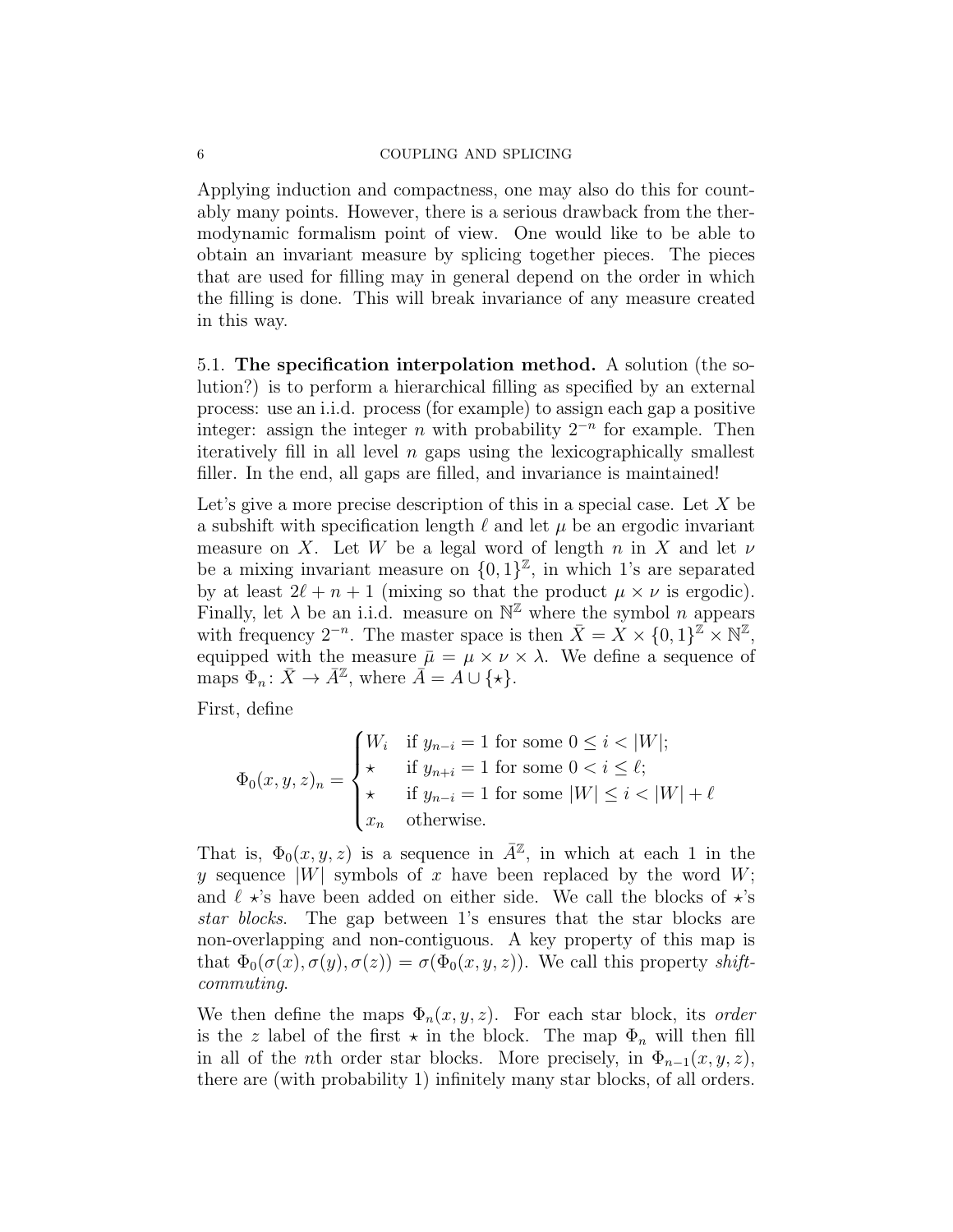Applying induction and compactness, one may also do this for countably many points. However, there is a serious drawback from the thermodynamic formalism point of view. One would like to be able to obtain an invariant measure by splicing together pieces. The pieces that are used for filling may in general depend on the order in which the filling is done. This will break invariance of any measure created in this way.

5.1. **The specification interpolation method.** A solution (the solution?) is to perform a hierarchical filling as specified by an external process: use an i.i.d. process (for example) to assign each gap a positive integer: assign the integer $n$ with probability $2^{-n}$ for example. Then iteratively fill in all level $n$ gaps using the lexicographically smallest filler. In the end, all gaps are filled, and invariance is maintained!

Let's give a more precise description of this in a special case. Let $X$ be a subshift with specification length $\ell$ and let $\mu$ be an ergodic invariant measure on $X$. Let $W$ be a legal word of length $n$ in $X$ and let $\nu$ be a mixing invariant measure on $\{0,1\}^{\mathbb{Z}}$, in which 1's are separated by at least $2\ell + n + 1$ (mixing so that the product $\mu \times \nu$ is ergodic). Finally, let $\lambda$ be an i.i.d. measure on $\mathbb{N}^{\mathbb{Z}}$ where the symbol $n$ appears with frequency $2^{-n}$. The master space is then $\bar{X} = X \times \{0,1\}^{\mathbb{Z}} \times \mathbb{N}^{\mathbb{Z}}$, equipped with the measure $\bar{\mu} = \mu \times \nu \times \lambda$. We define a sequence of maps $\Phi_n \colon \bar{X} \to \bar{A}^{\mathbb{Z}}$, where $\bar{A} = A \cup \{\star\}$.

First, define

$$\Phi_0(x, y, z)_n = \begin{cases} W_i & \text{if } y_{n-i} = 1 \text{ for some } 0 \le i < |W|; \\ \star & \text{if } y_{n+i} = 1 \text{ for some } 0 < i \le \ell; \\ \star & \text{if } y_{n-i} = 1 \text{ for some } |W| \le i < |W| + \ell \\ x_n & \text{otherwise.} \end{cases}$$

That is, $\Phi_0(x, y, z)$ is a sequence in $\bar{A}^{\mathbb{Z}}$, in which at each 1 in the $y$ sequence $|W|$ symbols of $x$ have been replaced by the word $W$; and $\ell$ $\star$'s have been added on either side. We call the blocks of $\star$'s *star blocks*. The gap between 1's ensures that the star blocks are non-overlapping and non-contiguous. A key property of this map is that $\Phi_0(\sigma(x), \sigma(y), \sigma(z)) = \sigma(\Phi_0(x, y, z))$. We call this property *shift-commuting*.

We then define the maps $\Phi_n(x, y, z)$. For each star block, its *order* is the $z$ label of the first $\star$ in the block. The map $\Phi_n$ will then fill in all of the $n$th order star blocks. More precisely, in $\Phi_{n-1}(x, y, z)$, there are (with probability 1) infinitely many star blocks, of all orders.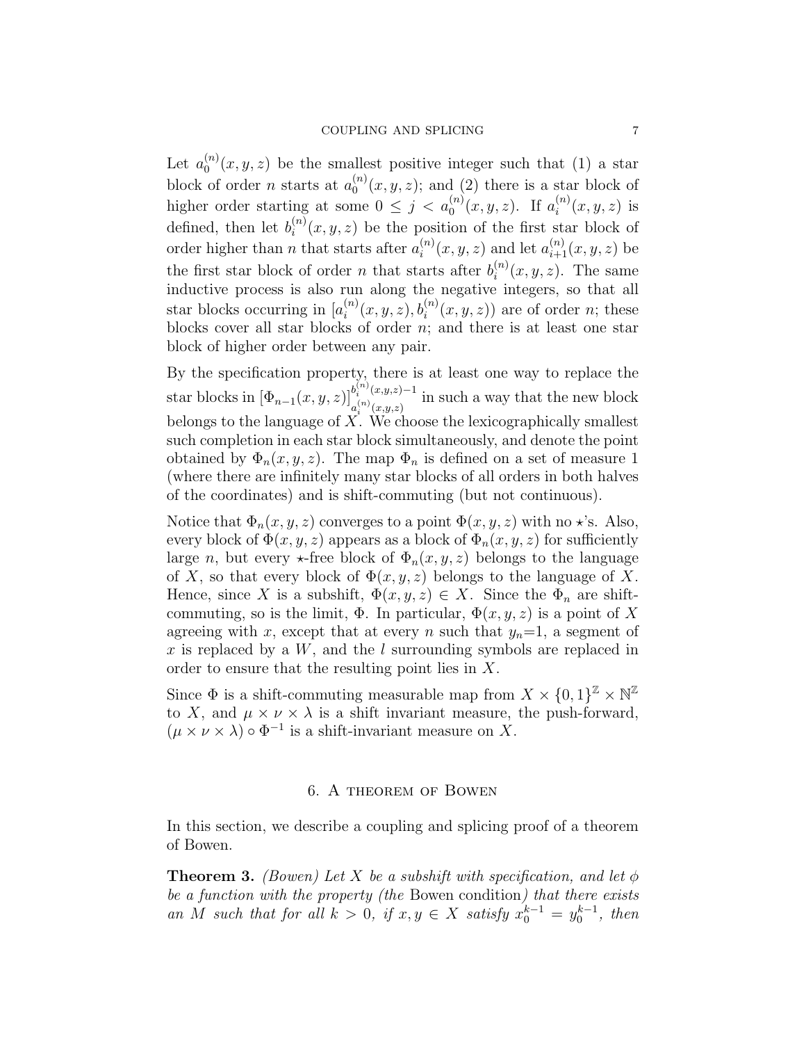Let $a_0^{(n)}(x,y,z)$ be the smallest positive integer such that (1) a star block of order $n$ starts at $a_0^{(n)}(x,y,z)$; and (2) there is a star block of higher order starting at some $0 \le j < a_0^{(n)}(x,y,z)$. If $a_i^{(n)}(x,y,z)$ is defined, then let $b_i^{(n)}(x,y,z)$ be the position of the first star block of order higher than $n$ that starts after $a_i^{(n)}(x,y,z)$ and let $a_{i+1}^{(n)}(x,y,z)$ be the first star block of order $n$ that starts after $b_i^{(n)}(x,y,z)$. The same inductive process is also run along the negative integers, so that all star blocks occurring in $[a_i^{(n)}(x,y,z), b_i^{(n)}(x,y,z))$ are of order $n$; these blocks cover all star blocks of order $n$; and there is at least one star block of higher order between any pair.

By the specification property, there is at least one way to replace the star blocks in $[\Phi_{n-1}(x,y,z)]_{a_i^{(n)}(x,y,z)}^{b_i^{(n)}(x,y,z)-1}$ in such a way that the new block belongs to the language of $X$. We choose the lexicographically smallest such completion in each star block simultaneously, and denote the point obtained by $\Phi_n(x,y,z)$. The map $\Phi_n$ is defined on a set of measure 1 (where there are infinitely many star blocks of all orders in both halves of the coordinates) and is shift-commuting (but not continuous).

Notice that $\Phi_n(x,y,z)$ converges to a point $\Phi(x,y,z)$ with no $\star$'s. Also, every block of $\Phi(x,y,z)$ appears as a block of $\Phi_n(x,y,z)$ for sufficiently large $n$, but every $\star$-free block of $\Phi_n(x,y,z)$ belongs to the language of $X$, so that every block of $\Phi(x,y,z)$ belongs to the language of $X$. Hence, since $X$ is a subshift, $\Phi(x,y,z) \in X$. Since the $\Phi_n$ are shift-commuting, so is the limit, $\Phi$. In particular, $\Phi(x,y,z)$ is a point of $X$ agreeing with $x$, except that at every $n$ such that $y_n$=1, a segment of $x$ is replaced by a $W$, and the $l$ surrounding symbols are replaced in order to ensure that the resulting point lies in $X$.

Since $\Phi$ is a shift-commuting measurable map from $X \times \{0,1\}^{\mathbb{Z}} \times \mathbb{N}^{\mathbb{Z}}$ to $X$, and $\mu \times \nu \times \lambda$ is a shift invariant measure, the push-forward, $(\mu \times \nu \times \lambda) \circ \Phi^{-1}$ is a shift-invariant measure on $X$.

## 6. A theorem of Bowen

In this section, we describe a coupling and splicing proof of a theorem of Bowen.

**Theorem 3.** *(Bowen) Let $X$ be a subshift with specification, and let $\phi$ be a function with the property (the* Bowen condition*) that there exists an $M$ such that for all $k > 0$, if $x, y \in X$ satisfy $x_0^{k-1} = y_0^{k-1}$, then*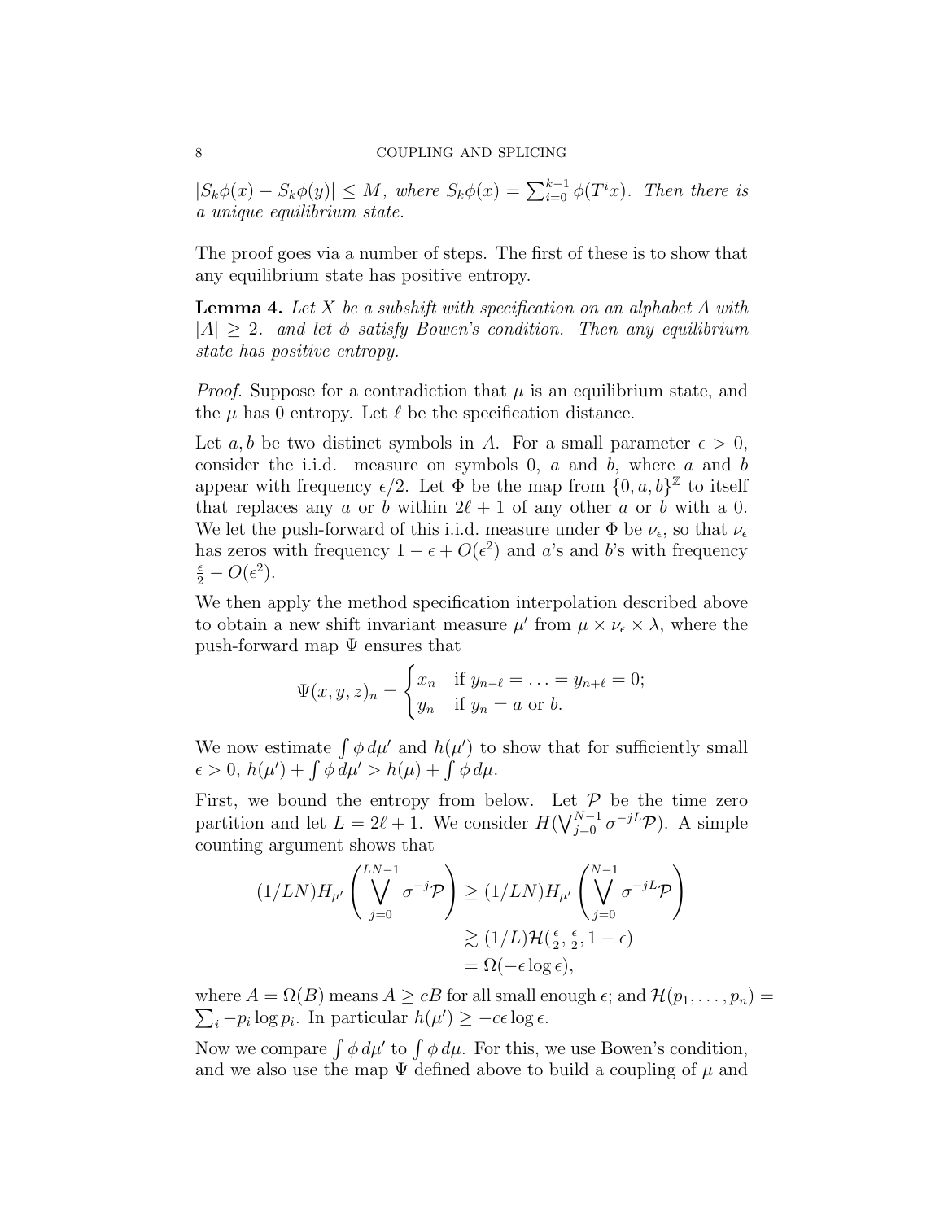*$|S_k\phi(x) - S_k\phi(y)| \leq M$, where $S_k\phi(x) = \sum_{i=0}^{k-1} \phi(T^i x)$. Then there is a unique equilibrium state.*

The proof goes via a number of steps. The first of these is to show that any equilibrium state has positive entropy.

**Lemma 4.** *Let $X$ be a subshift with specification on an alphabet $A$ with $|A| \geq 2$. and let $\phi$ satisfy Bowen's condition. Then any equilibrium state has positive entropy.*

*Proof.* Suppose for a contradiction that $\mu$ is an equilibrium state, and the $\mu$ has 0 entropy. Let $\ell$ be the specification distance.

Let $a, b$ be two distinct symbols in $A$. For a small parameter $\epsilon > 0$, consider the i.i.d. measure on symbols 0, $a$ and $b$, where $a$ and $b$ appear with frequency $\epsilon/2$. Let $\Phi$ be the map from $\{0, a, b\}^{\mathbb{Z}}$ to itself that replaces any $a$ or $b$ within $2\ell + 1$ of any other $a$ or $b$ with a 0. We let the push-forward of this i.i.d. measure under $\Phi$ be $\nu_\epsilon$, so that $\nu_\epsilon$ has zeros with frequency $1 - \epsilon + O(\epsilon^2)$ and $a$'s and $b$'s with frequency $\frac{\epsilon}{2} - O(\epsilon^2)$.

We then apply the method specification interpolation described above to obtain a new shift invariant measure $\mu'$ from $\mu \times \nu_\epsilon \times \lambda$, where the push-forward map $\Psi$ ensures that

$$\Psi(x, y, z)_n = \begin{cases} x_n & \text{if } y_{n-\ell} = \ldots = y_{n+\ell} = 0; \\ y_n & \text{if } y_n = a \text{ or } b. \end{cases}$$

We now estimate $\int \phi \, d\mu'$ and $h(\mu')$ to show that for sufficiently small $\epsilon > 0$, $h(\mu') + \int \phi \, d\mu' > h(\mu) + \int \phi \, d\mu$.

First, we bound the entropy from below. Let $\mathcal{P}$ be the time zero partition and let $L = 2\ell + 1$. We consider $H(\bigvee_{j=0}^{N-1} \sigma^{-jL}\mathcal{P})$. A simple counting argument shows that

$$\begin{aligned}
(1/LN) H_{\mu'}\left(\bigvee_{j=0}^{LN-1} \sigma^{-j}\mathcal{P}\right) &\geq (1/LN) H_{\mu'}\left(\bigvee_{j=0}^{N-1} \sigma^{-jL}\mathcal{P}\right) \\
&\gtrsim (1/L)\mathcal{H}(\tfrac{\epsilon}{2}, \tfrac{\epsilon}{2}, 1 - \epsilon) \\
&= \Omega(-\epsilon \log \epsilon),
\end{aligned}$$

where $A = \Omega(B)$ means $A \geq cB$ for all small enough $\epsilon$; and $\mathcal{H}(p_1, \ldots, p_n) = \sum_i -p_i \log p_i$. In particular $h(\mu') \geq -c\epsilon \log \epsilon$.

Now we compare $\int \phi \, d\mu'$ to $\int \phi \, d\mu$. For this, we use Bowen's condition, and we also use the map $\Psi$ defined above to build a coupling of $\mu$ and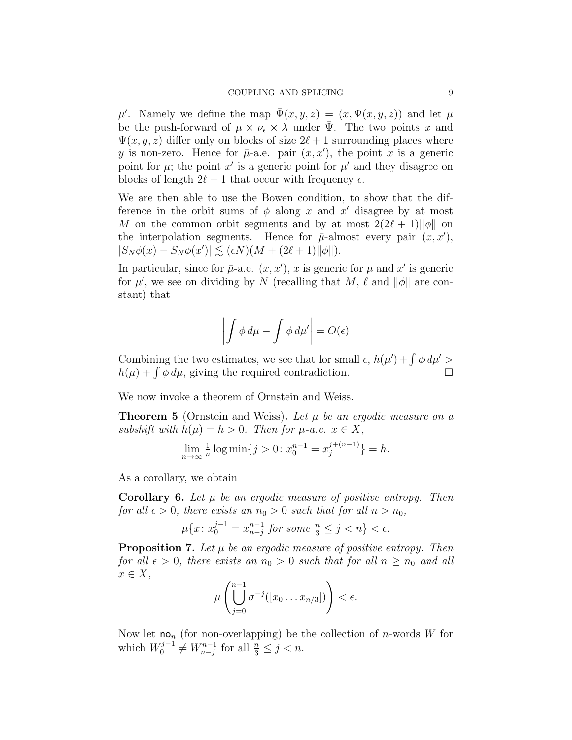$\mu'$. Namely we define the map $\bar{\Psi}(x,y,z) = (x, \Psi(x,y,z))$ and let $\bar{\mu}$ be the push-forward of $\mu \times \nu_\epsilon \times \lambda$ under $\bar{\Psi}$. The two points $x$ and $\Psi(x,y,z)$ differ only on blocks of size $2\ell+1$ surrounding places where $y$ is non-zero. Hence for $\bar{\mu}$-a.e. pair $(x,x')$, the point $x$ is a generic point for $\mu$; the point $x'$ is a generic point for $\mu'$ and they disagree on blocks of length $2\ell+1$ that occur with frequency $\epsilon$.

We are then able to use the Bowen condition, to show that the difference in the orbit sums of $\phi$ along $x$ and $x'$ disagree by at most $M$ on the common orbit segments and by at most $2(2\ell+1)\|\phi\|$ on the interpolation segments. Hence for $\bar{\mu}$-almost every pair $(x,x')$, $|S_N\phi(x) - S_N\phi(x')| \lesssim (\epsilon N)(M + (2\ell+1)\|\phi\|)$.

In particular, since for $\bar{\mu}$-a.e. $(x,x')$, $x$ is generic for $\mu$ and $x'$ is generic for $\mu'$, we see on dividing by $N$ (recalling that $M$, $\ell$ and $\|\phi\|$ are constant) that

$$\left|\int \phi\, d\mu - \int \phi\, d\mu'\right| = O(\epsilon)$$

Combining the two estimates, we see that for small $\epsilon$, $h(\mu') + \int \phi\, d\mu' > h(\mu) + \int \phi\, d\mu$, giving the required contradiction. $\square$

We now invoke a theorem of Ornstein and Weiss.

**Theorem 5** (Ornstein and Weiss). *Let $\mu$ be an ergodic measure on a subshift with $h(\mu) = h > 0$. Then for $\mu$-a.e. $x \in X$,*

$$\lim_{n\to\infty} \tfrac{1}{n} \log \min\{j > 0 \colon x_0^{n-1} = x_j^{j+(n-1)}\} = h.$$

As a corollary, we obtain

**Corollary 6.** *Let $\mu$ be an ergodic measure of positive entropy. Then for all $\epsilon > 0$, there exists an $n_0 > 0$ such that for all $n > n_0$,*

$$\mu\{x \colon x_0^{j-1} = x_{n-j}^{n-1} \text{ for some } \tfrac{n}{3} \le j < n\} < \epsilon.$$

**Proposition 7.** *Let $\mu$ be an ergodic measure of positive entropy. Then for all $\epsilon > 0$, there exists an $n_0 > 0$ such that for all $n \ge n_0$ and all $x \in X$,*

$$\mu\left(\bigcup_{j=0}^{n-1} \sigma^{-j}([x_0 \dots x_{n/3}])\right) < \epsilon.$$

Now let $\mathsf{no}_n$ (for non-overlapping) be the collection of $n$-words $W$ for which $W_0^{j-1} \ne W_{n-j}^{n-1}$ for all $\frac{n}{3} \le j < n$.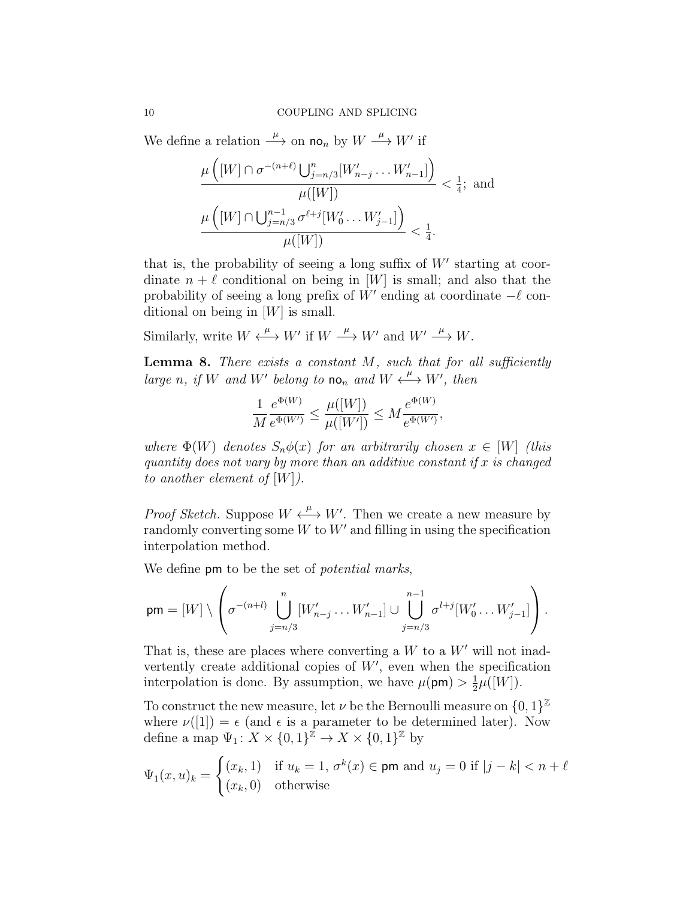We define a relation $\xrightarrow{\mu}$ on $\mathsf{no}_n$ by $W \xrightarrow{\mu} W'$ if

$$\frac{\mu\left([W] \cap \sigma^{-(n+\ell)} \bigcup_{j=n/3}^{n} [W'_{n-j} \dots W'_{n-1}]\right)}{\mu([W])} < \tfrac{1}{4}; \text{ and}$$

$$\frac{\mu\left([W] \cap \bigcup_{j=n/3}^{n-1} \sigma^{\ell+j} [W'_0 \dots W'_{j-1}]\right)}{\mu([W])} < \tfrac{1}{4}.$$

that is, the probability of seeing a long suffix of $W'$ starting at coordinate $n+\ell$ conditional on being in $[W]$ is small; and also that the probability of seeing a long prefix of $W'$ ending at coordinate $-\ell$ conditional on being in $[W]$ is small.

Similarly, write $W \xleftrightarrow{\mu} W'$ if $W \xrightarrow{\mu} W'$ and $W' \xrightarrow{\mu} W$.

**Lemma 8.** *There exists a constant $M$, such that for all sufficiently large $n$, if $W$ and $W'$ belong to $\mathsf{no}_n$ and $W \xleftrightarrow{\mu} W'$, then*

$$\frac{1}{M} \frac{e^{\Phi(W)}}{e^{\Phi(W')}} \leq \frac{\mu([W])}{\mu([W'])} \leq M \frac{e^{\Phi(W)}}{e^{\Phi(W')}},$$

*where $\Phi(W)$ denotes $S_n\phi(x)$ for an arbitrarily chosen $x \in [W]$ (this quantity does not vary by more than an additive constant if $x$ is changed to another element of $[W]$).*

*Proof Sketch.* Suppose $W \xleftrightarrow{\mu} W'$. Then we create a new measure by randomly converting some $W$ to $W'$ and filling in using the specification interpolation method.

We define $\mathsf{pm}$ to be the set of *potential marks*,

$$\mathsf{pm} = [W] \setminus \left( \sigma^{-(n+l)} \bigcup_{j=n/3}^{n} [W'_{n-j} \dots W'_{n-1}] \cup \bigcup_{j=n/3}^{n-1} \sigma^{l+j} [W'_0 \dots W'_{j-1}] \right).$$

That is, these are places where converting a $W$ to a $W'$ will not inadvertently create additional copies of $W'$, even when the specification interpolation is done. By assumption, we have $\mu(\mathsf{pm}) > \frac{1}{2}\mu([W])$.

To construct the new measure, let $\nu$ be the Bernoulli measure on $\{0,1\}^{\mathbb{Z}}$ where $\nu([1]) = \epsilon$ (and $\epsilon$ is a parameter to be determined later). Now define a map $\Psi_1 \colon X \times \{0,1\}^{\mathbb{Z}} \to X \times \{0,1\}^{\mathbb{Z}}$ by

$$\Psi_1(x,u)_k = \begin{cases} (x_k, 1) & \text{if } u_k = 1,\, \sigma^k(x) \in \mathsf{pm} \text{ and } u_j = 0 \text{ if } |j-k| < n+\ell \\ (x_k, 0) & \text{otherwise} \end{cases}$$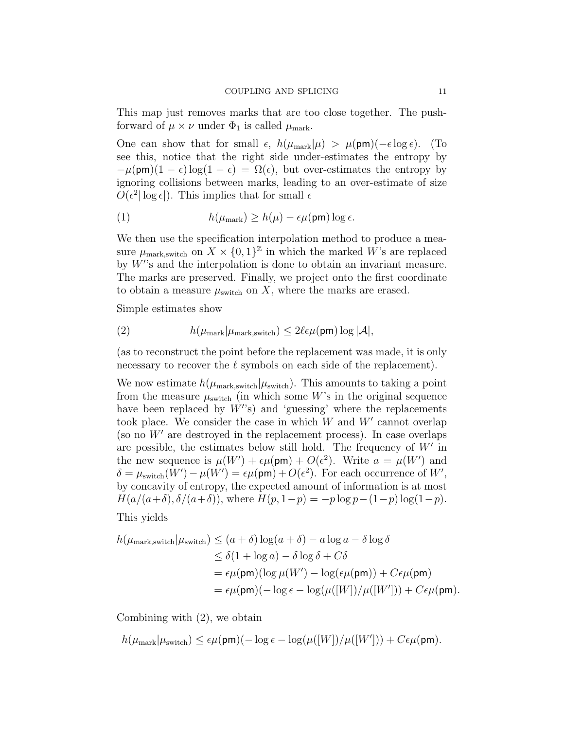This map just removes marks that are too close together. The push-forward of $\mu \times \nu$ under $\Phi_1$ is called $\mu_{\text{mark}}$.

One can show that for small $\epsilon$, $h(\mu_{\text{mark}}|\mu) > \mu(\mathsf{pm})(-\epsilon \log \epsilon)$. (To see this, notice that the right side under-estimates the entropy by $-\mu(\mathsf{pm})(1-\epsilon)\log(1-\epsilon) = \Omega(\epsilon)$, but over-estimates the entropy by ignoring collisions between marks, leading to an over-estimate of size $O(\epsilon^2|\log \epsilon|)$. This implies that for small $\epsilon$

$$h(\mu_{\text{mark}}) \geq h(\mu) - \epsilon \mu(\mathsf{pm}) \log \epsilon. \tag{1}$$

We then use the specification interpolation method to produce a measure $\mu_{\text{mark,switch}}$ on $X \times \{0,1\}^{\mathbb{Z}}$ in which the marked $W$'s are replaced by $W'$'s and the interpolation is done to obtain an invariant measure. The marks are preserved. Finally, we project onto the first coordinate to obtain a measure $\mu_{\text{switch}}$ on $X$, where the marks are erased.

Simple estimates show

$$h(\mu_{\text{mark}}|\mu_{\text{mark,switch}}) \leq 2\ell\epsilon\mu(\mathsf{pm}) \log |\mathcal{A}|, \tag{2}$$

(as to reconstruct the point before the replacement was made, it is only necessary to recover the $\ell$ symbols on each side of the replacement).

We now estimate $h(\mu_{\text{mark,switch}}|\mu_{\text{switch}})$. This amounts to taking a point from the measure $\mu_{\text{switch}}$ (in which some $W$'s in the original sequence have been replaced by $W'$'s) and 'guessing' where the replacements took place. We consider the case in which $W$ and $W'$ cannot overlap (so no $W'$ are destroyed in the replacement process). In case overlaps are possible, the estimates below still hold. The frequency of $W'$ in the new sequence is $\mu(W') + \epsilon\mu(\mathsf{pm}) + O(\epsilon^2)$. Write $a = \mu(W')$ and $\delta = \mu_{\text{switch}}(W') - \mu(W') = \epsilon\mu(\mathsf{pm}) + O(\epsilon^2)$. For each occurrence of $W'$, by concavity of entropy, the expected amount of information is at most $H(a/(a+\delta), \delta/(a+\delta))$, where $H(p, 1-p) = -p\log p - (1-p)\log(1-p)$.

This yields

$$\begin{aligned}
h(\mu_{\text{mark,switch}}|\mu_{\text{switch}}) &\leq (a+\delta)\log(a+\delta) - a\log a - \delta \log \delta \\
&\leq \delta(1 + \log a) - \delta \log \delta + C\delta \\
&= \epsilon\mu(\mathsf{pm})(\log \mu(W') - \log(\epsilon\mu(\mathsf{pm})) + C\epsilon\mu(\mathsf{pm}) \\
&= \epsilon\mu(\mathsf{pm})(-\log \epsilon - \log(\mu([W])/\mu([W'])) + C\epsilon\mu(\mathsf{pm}).
\end{aligned}$$

Combining with (2), we obtain

$$h(\mu_{\text{mark}}|\mu_{\text{switch}}) \leq \epsilon\mu(\mathsf{pm})(-\log \epsilon - \log(\mu([W])/\mu([W'])) + C\epsilon\mu(\mathsf{pm}).$$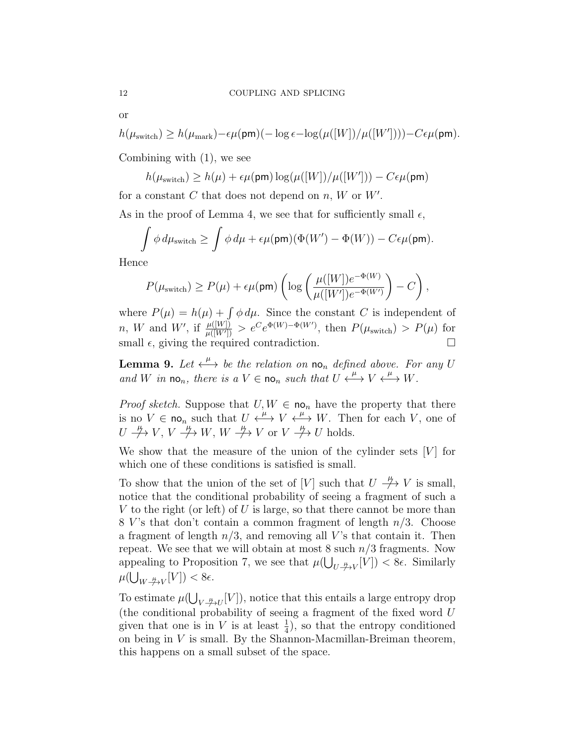or

$$h(\mu_{\text{switch}}) \geq h(\mu_{\text{mark}}) - \epsilon\mu(\mathsf{pm})(-\log\epsilon - \log(\mu([W])/\mu([W'])) ) - C\epsilon\mu(\mathsf{pm}).$$

Combining with (1), we see

$$h(\mu_{\text{switch}}) \geq h(\mu) + \epsilon\mu(\mathsf{pm})\log(\mu([W])/\mu([W'])) - C\epsilon\mu(\mathsf{pm})$$

for a constant $C$ that does not depend on $n$, $W$ or $W'$.

As in the proof of Lemma 4, we see that for sufficiently small $\epsilon$,

$$\int \phi\, d\mu_{\text{switch}} \geq \int \phi\, d\mu + \epsilon\mu(\mathsf{pm})(\Phi(W') - \Phi(W)) - C\epsilon\mu(\mathsf{pm}).$$

Hence

$$P(\mu_{\text{switch}}) \geq P(\mu) + \epsilon\mu(\mathsf{pm})\left(\log\left(\frac{\mu([W])e^{-\Phi(W)}}{\mu([W'])e^{-\Phi(W')}}\right) - C\right),$$

where $P(\mu) = h(\mu) + \int \phi\, d\mu$. Since the constant $C$ is independent of $n$, $W$ and $W'$, if $\frac{\mu([W])}{\mu([W'])} > e^C e^{\Phi(W)-\Phi(W')}$, then $P(\mu_{\text{switch}}) > P(\mu)$ for small $\epsilon$, giving the required contradiction. □

**Lemma 9.** *Let $\overset{\mu}{\longleftrightarrow}$ be the relation on $\mathsf{no}_n$ defined above. For any $U$ and $W$ in $\mathsf{no}_n$, there is a $V \in \mathsf{no}_n$ such that $U \overset{\mu}{\longleftrightarrow} V \overset{\mu}{\longleftrightarrow} W$.*

*Proof sketch.* Suppose that $U, W \in \mathsf{no}_n$ have the property that there is no $V \in \mathsf{no}_n$ such that $U \overset{\mu}{\longleftrightarrow} V \overset{\mu}{\longleftrightarrow} W$. Then for each $V$, one of $U \overset{\mu}{\not\twoheadrightarrow} V$, $V \overset{\mu}{\not\twoheadrightarrow} W$, $W \overset{\mu}{\not\twoheadrightarrow} V$ or $V \overset{\mu}{\not\twoheadrightarrow} U$ holds.

We show that the measure of the union of the cylinder sets $[V]$ for which one of these conditions is satisfied is small.

To show that the union of the set of $[V]$ such that $U \overset{\mu}{\not\twoheadrightarrow} V$ is small, notice that the conditional probability of seeing a fragment of such a $V$ to the right (or left) of $U$ is large, so that there cannot be more than 8 $V$'s that don't contain a common fragment of length $n/3$. Choose a fragment of length $n/3$, and removing all $V$'s that contain it. Then repeat. We see that we will obtain at most 8 such $n/3$ fragments. Now appealing to Proposition 7, we see that $\mu(\bigcup_{U \overset{\mu}{\not\twoheadrightarrow} V}[V]) < 8\epsilon$. Similarly $\mu(\bigcup_{W \overset{\mu}{\not\twoheadrightarrow} V}[V]) < 8\epsilon$.

To estimate $\mu(\bigcup_{V \overset{\mu}{\not\twoheadrightarrow} U}[V])$, notice that this entails a large entropy drop (the conditional probability of seeing a fragment of the fixed word $U$ given that one is in $V$ is at least $\frac{1}{4}$), so that the entropy conditioned on being in $V$ is small. By the Shannon-Macmillan-Breiman theorem, this happens on a small subset of the space.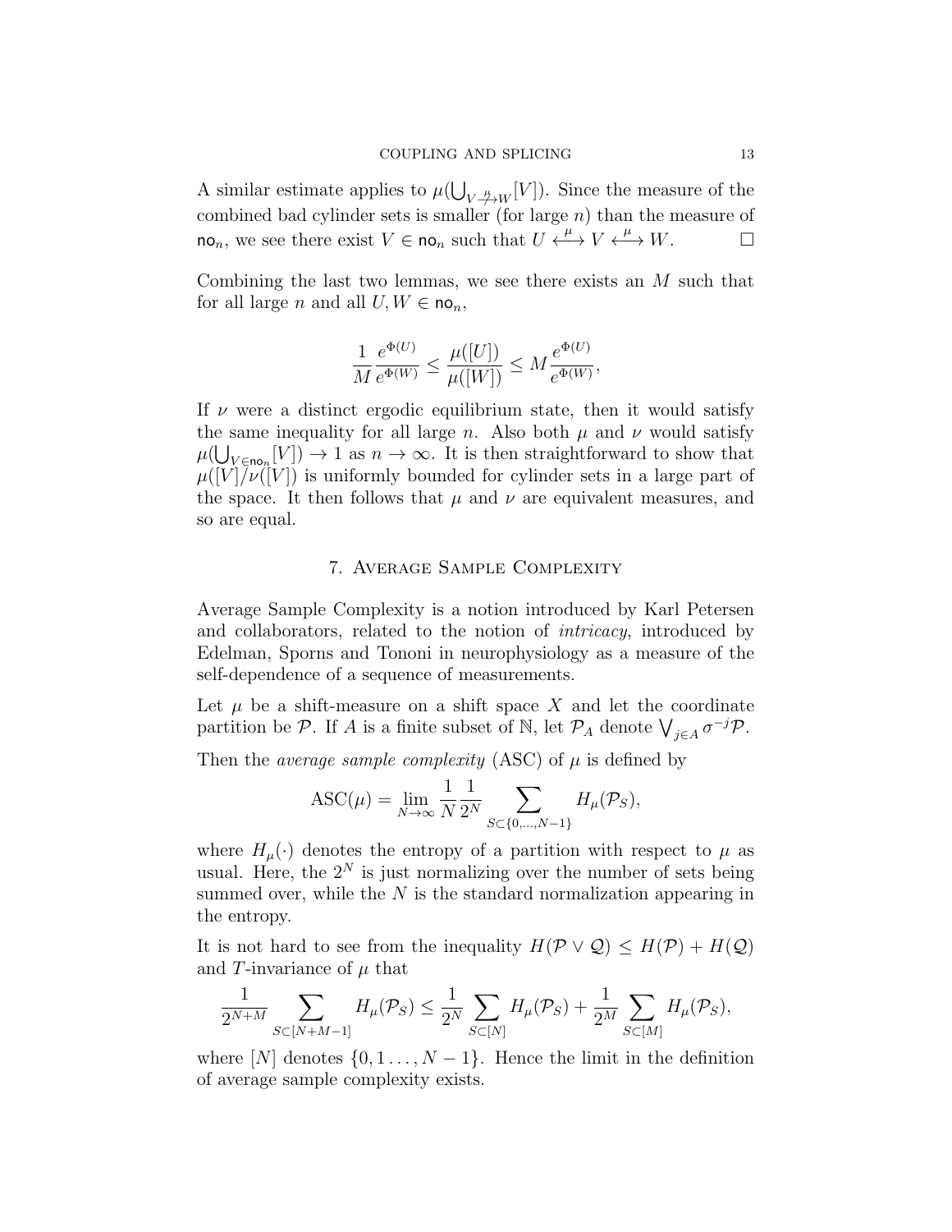A similar estimate applies to $\mu(\bigcup_{V \overset{\mu}{\not\to} W}[V])$. Since the measure of the combined bad cylinder sets is smaller (for large $n$) than the measure of $\mathsf{no}_n$, we see there exist $V \in \mathsf{no}_n$ such that $U \overset{\mu}{\longleftrightarrow} V \overset{\mu}{\longleftrightarrow} W$. $\square$

Combining the last two lemmas, we see there exists an $M$ such that for all large $n$ and all $U, W \in \mathsf{no}_n$,

$$\frac{1}{M}\frac{e^{\Phi(U)}}{e^{\Phi(W)}} \leq \frac{\mu([U])}{\mu([W])} \leq M\frac{e^{\Phi(U)}}{e^{\Phi(W)}},$$

If $\nu$ were a distinct ergodic equilibrium state, then it would satisfy the same inequality for all large $n$. Also both $\mu$ and $\nu$ would satisfy $\mu(\bigcup_{V \in \mathsf{no}_n}[V]) \to 1$ as $n \to \infty$. It is then straightforward to show that $\mu([V]/\nu([V])$ is uniformly bounded for cylinder sets in a large part of the space. It then follows that $\mu$ and $\nu$ are equivalent measures, and so are equal.

## 7. Average Sample Complexity

Average Sample Complexity is a notion introduced by Karl Petersen and collaborators, related to the notion of *intricacy*, introduced by Edelman, Sporns and Tononi in neurophysiology as a measure of the self-dependence of a sequence of measurements.

Let $\mu$ be a shift-measure on a shift space $X$ and let the coordinate partition be $\mathcal{P}$. If $A$ is a finite subset of $\mathbb{N}$, let $\mathcal{P}_A$ denote $\bigvee_{j \in A} \sigma^{-j}\mathcal{P}$.

Then the *average sample complexity* (ASC) of $\mu$ is defined by

$$\mathrm{ASC}(\mu) = \lim_{N \to \infty} \frac{1}{N}\frac{1}{2^N} \sum_{S \subset \{0,\ldots,N-1\}} H_\mu(\mathcal{P}_S),$$

where $H_\mu(\cdot)$ denotes the entropy of a partition with respect to $\mu$ as usual. Here, the $2^N$ is just normalizing over the number of sets being summed over, while the $N$ is the standard normalization appearing in the entropy.

It is not hard to see from the inequality $H(\mathcal{P} \vee \mathcal{Q}) \leq H(\mathcal{P}) + H(\mathcal{Q})$ and $T$-invariance of $\mu$ that

$$\frac{1}{2^{N+M}} \sum_{S \subset [N+M-1]} H_\mu(\mathcal{P}_S) \leq \frac{1}{2^N} \sum_{S \subset [N]} H_\mu(\mathcal{P}_S) + \frac{1}{2^M} \sum_{S \subset [M]} H_\mu(\mathcal{P}_S),$$

where $[N]$ denotes $\{0, 1 \ldots, N-1\}$. Hence the limit in the definition of average sample complexity exists.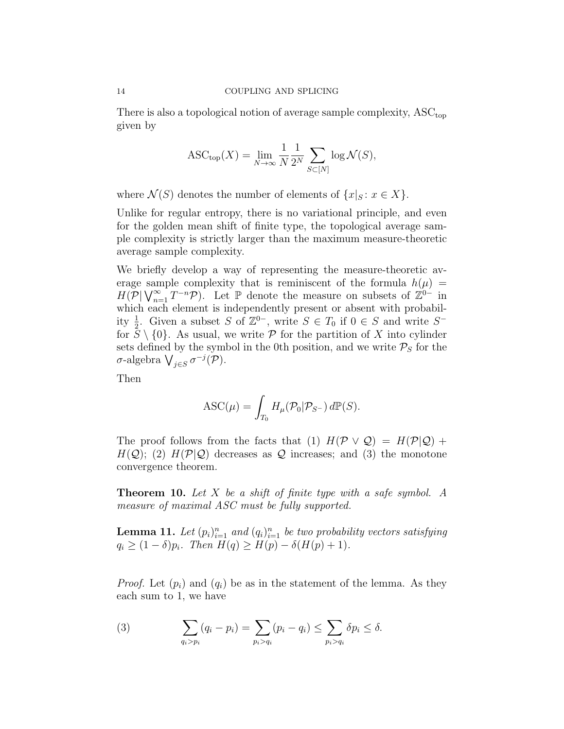There is also a topological notion of average sample complexity, $\mathrm{ASC}_{\mathrm{top}}$ given by

$$\mathrm{ASC}_{\mathrm{top}}(X) = \lim_{N\to\infty} \frac{1}{N}\frac{1}{2^N}\sum_{S\subset[N]} \log \mathcal{N}(S),$$

where $\mathcal{N}(S)$ denotes the number of elements of $\{x|_S \colon x \in X\}$.

Unlike for regular entropy, there is no variational principle, and even for the golden mean shift of finite type, the topological average sample complexity is strictly larger than the maximum measure-theoretic average sample complexity.

We briefly develop a way of representing the measure-theoretic average sample complexity that is reminiscent of the formula $h(\mu) = H(\mathcal{P}|\bigvee_{n=1}^{\infty} T^{-n}\mathcal{P})$. Let $\mathbb{P}$ denote the measure on subsets of $\mathbb{Z}^{0-}$ in which each element is independently present or absent with probability $\frac{1}{2}$. Given a subset $S$ of $\mathbb{Z}^{0-}$, write $S \in T_0$ if $0 \in S$ and write $S^-$ for $S \setminus \{0\}$. As usual, we write $\mathcal{P}$ for the partition of $X$ into cylinder sets defined by the symbol in the 0th position, and we write $\mathcal{P}_S$ for the $\sigma$-algebra $\bigvee_{j\in S} \sigma^{-j}(\mathcal{P})$.

Then

$$\mathrm{ASC}(\mu) = \int_{T_0} H_\mu(\mathcal{P}_0|\mathcal{P}_{S^-})\, d\mathbb{P}(S).$$

The proof follows from the facts that (1) $H(\mathcal{P} \vee \mathcal{Q}) = H(\mathcal{P}|\mathcal{Q}) + H(\mathcal{Q})$; (2) $H(\mathcal{P}|\mathcal{Q})$ decreases as $\mathcal{Q}$ increases; and (3) the monotone convergence theorem.

**Theorem 10.** *Let $X$ be a shift of finite type with a safe symbol. A measure of maximal ASC must be fully supported.*

**Lemma 11.** *Let $(p_i)_{i=1}^n$ and $(q_i)_{i=1}^n$ be two probability vectors satisfying $q_i \geq (1-\delta)p_i$. Then $H(q) \geq H(p) - \delta(H(p)+1)$.*

*Proof.* Let $(p_i)$ and $(q_i)$ be as in the statement of the lemma. As they each sum to 1, we have

$$\sum_{q_i>p_i} (q_i - p_i) = \sum_{p_i>q_i} (p_i - q_i) \leq \sum_{p_i>q_i} \delta p_i \leq \delta. \tag{3}$$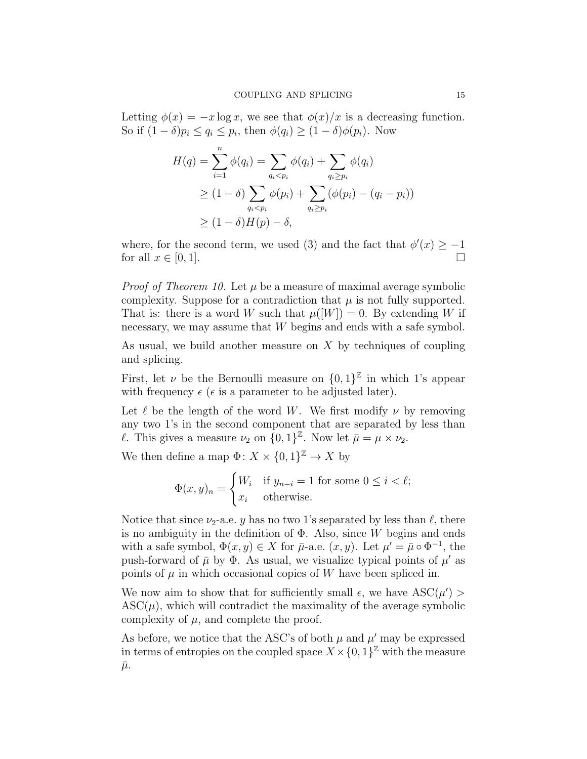Letting $\phi(x) = -x \log x$, we see that $\phi(x)/x$ is a decreasing function. So if $(1-\delta)p_i \le q_i \le p_i$, then $\phi(q_i) \ge (1-\delta)\phi(p_i)$. Now

$$
\begin{aligned}
H(q) = \sum_{i=1}^{n} \phi(q_i) &= \sum_{q_i < p_i} \phi(q_i) + \sum_{q_i \ge p_i} \phi(q_i) \\
&\ge (1-\delta) \sum_{q_i < p_i} \phi(p_i) + \sum_{q_i \ge p_i} (\phi(p_i) - (q_i - p_i)) \\
&\ge (1-\delta) H(p) - \delta,
\end{aligned}
$$

where, for the second term, we used (3) and the fact that $\phi'(x) \ge -1$ for all $x \in [0,1]$. $\square$

*Proof of Theorem 10.* Let $\mu$ be a measure of maximal average symbolic complexity. Suppose for a contradiction that $\mu$ is not fully supported. That is: there is a word $W$ such that $\mu([W]) = 0$. By extending $W$ if necessary, we may assume that $W$ begins and ends with a safe symbol.

As usual, we build another measure on $X$ by techniques of coupling and splicing.

First, let $\nu$ be the Bernoulli measure on $\{0,1\}^{\mathbb{Z}}$ in which 1's appear with frequency $\epsilon$ ($\epsilon$ is a parameter to be adjusted later).

Let $\ell$ be the length of the word $W$. We first modify $\nu$ by removing any two 1's in the second component that are separated by less than $\ell$. This gives a measure $\nu_2$ on $\{0,1\}^{\mathbb{Z}}$. Now let $\bar{\mu} = \mu \times \nu_2$.

We then define a map $\Phi \colon X \times \{0,1\}^{\mathbb{Z}} \to X$ by

$$
\Phi(x,y)_n = \begin{cases} W_i & \text{if } y_{n-i} = 1 \text{ for some } 0 \le i < \ell; \\ x_i & \text{otherwise.} \end{cases}
$$

Notice that since $\nu_2$-a.e. $y$ has no two 1's separated by less than $\ell$, there is no ambiguity in the definition of $\Phi$. Also, since $W$ begins and ends with a safe symbol, $\Phi(x,y) \in X$ for $\bar{\mu}$-a.e. $(x,y)$. Let $\mu' = \bar{\mu} \circ \Phi^{-1}$, the push-forward of $\bar{\mu}$ by $\Phi$. As usual, we visualize typical points of $\mu'$ as points of $\mu$ in which occasional copies of $W$ have been spliced in.

We now aim to show that for sufficiently small $\epsilon$, we have $\mathrm{ASC}(\mu') > \mathrm{ASC}(\mu)$, which will contradict the maximality of the average symbolic complexity of $\mu$, and complete the proof.

As before, we notice that the ASC's of both $\mu$ and $\mu'$ may be expressed in terms of entropies on the coupled space $X \times \{0,1\}^{\mathbb{Z}}$ with the measure $\bar{\mu}$.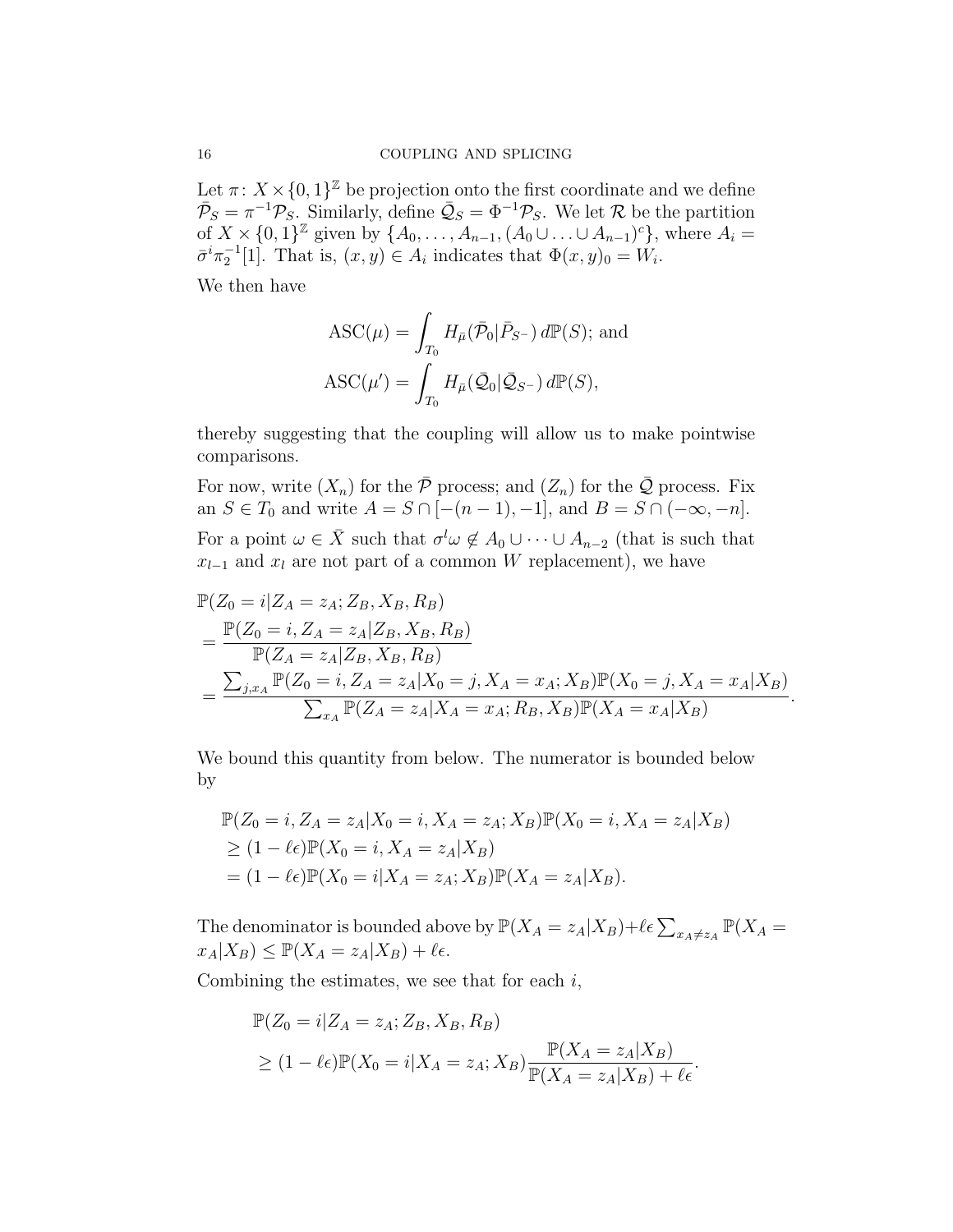Let $\pi\colon X\times\{0,1\}^{\mathbb{Z}}$ be projection onto the first coordinate and we define $\bar{\mathcal{P}}_S = \pi^{-1}\mathcal{P}_S$. Similarly, define $\bar{\mathcal{Q}}_S = \Phi^{-1}\mathcal{P}_S$. We let $\mathcal{R}$ be the partition of $X\times\{0,1\}^{\mathbb{Z}}$ given by $\{A_0,\ldots,A_{n-1},(A_0\cup\ldots\cup A_{n-1})^c\}$, where $A_i = \bar{\sigma}^i\pi_2^{-1}[1]$. That is, $(x,y)\in A_i$ indicates that $\Phi(x,y)_0 = W_i$.

We then have

$$
\begin{aligned}
\mathrm{ASC}(\mu) &= \int_{T_0} H_{\bar{\mu}}(\bar{\mathcal{P}}_0|\bar{P}_{S^-})\,d\mathbb{P}(S);\text{ and}\\
\mathrm{ASC}(\mu') &= \int_{T_0} H_{\bar{\mu}}(\bar{\mathcal{Q}}_0|\bar{\mathcal{Q}}_{S^-})\,d\mathbb{P}(S),
\end{aligned}
$$

thereby suggesting that the coupling will allow us to make pointwise comparisons.

For now, write $(X_n)$ for the $\bar{\mathcal{P}}$ process; and $(Z_n)$ for the $\bar{\mathcal{Q}}$ process. Fix an $S\in T_0$ and write $A = S\cap[-(n-1),-1]$, and $B = S\cap(-\infty,-n]$.

For a point $\omega\in\bar{X}$ such that $\sigma^l\omega\notin A_0\cup\cdots\cup A_{n-2}$ (that is such that $x_{l-1}$ and $x_l$ are not part of a common $W$ replacement), we have

$$
\begin{aligned}
&\mathbb{P}(Z_0=i|Z_A=z_A;Z_B,X_B,R_B)\\
&=\frac{\mathbb{P}(Z_0=i,Z_A=z_A|Z_B,X_B,R_B)}{\mathbb{P}(Z_A=z_A|Z_B,X_B,R_B)}\\
&=\frac{\sum_{j,x_A}\mathbb{P}(Z_0=i,Z_A=z_A|X_0=j,X_A=x_A;X_B)\mathbb{P}(X_0=j,X_A=x_A|X_B)}{\sum_{x_A}\mathbb{P}(Z_A=z_A|X_A=x_A;R_B,X_B)\mathbb{P}(X_A=x_A|X_B)}.
\end{aligned}
$$

We bound this quantity from below. The numerator is bounded below by

$$
\begin{aligned}
&\mathbb{P}(Z_0=i,Z_A=z_A|X_0=i,X_A=z_A;X_B)\mathbb{P}(X_0=i,X_A=z_A|X_B)\\
&\geq(1-\ell\epsilon)\mathbb{P}(X_0=i,X_A=z_A|X_B)\\
&=(1-\ell\epsilon)\mathbb{P}(X_0=i|X_A=z_A;X_B)\mathbb{P}(X_A=z_A|X_B).
\end{aligned}
$$

The denominator is bounded above by $\mathbb{P}(X_A=z_A|X_B)+\ell\epsilon\sum_{x_A\neq z_A}\mathbb{P}(X_A=x_A|X_B)\leq\mathbb{P}(X_A=z_A|X_B)+\ell\epsilon$.

Combining the estimates, we see that for each $i$,

$$
\begin{aligned}
&\mathbb{P}(Z_0=i|Z_A=z_A;Z_B,X_B,R_B)\\
&\geq(1-\ell\epsilon)\mathbb{P}(X_0=i|X_A=z_A;X_B)\frac{\mathbb{P}(X_A=z_A|X_B)}{\mathbb{P}(X_A=z_A|X_B)+\ell\epsilon}.
\end{aligned}
$$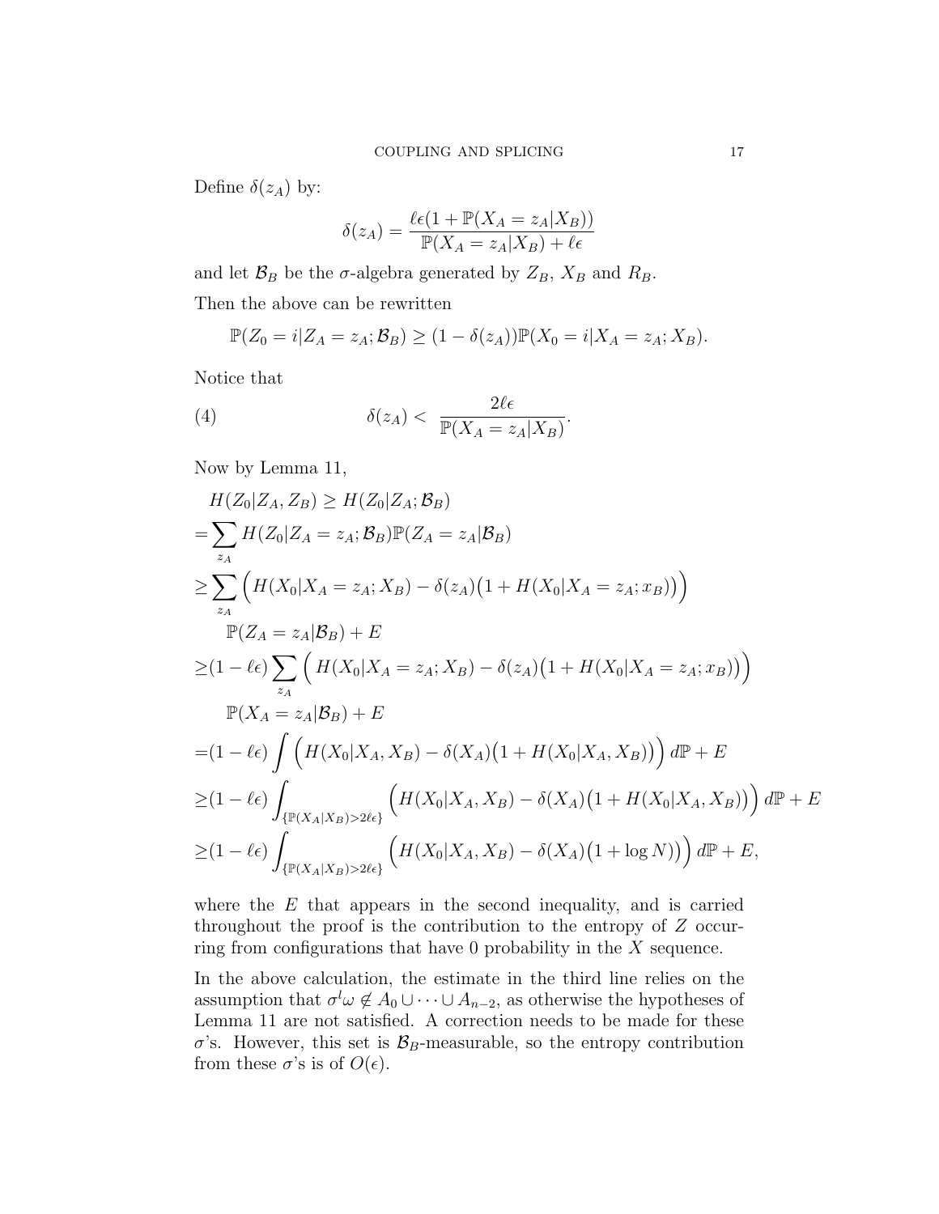Define $\delta(z_A)$ by:

$$\delta(z_A) = \frac{\ell\epsilon(1 + \mathbb{P}(X_A = z_A|X_B))}{\mathbb{P}(X_A = z_A|X_B) + \ell\epsilon}$$

and let $\mathcal{B}_B$ be the $\sigma$-algebra generated by $Z_B$, $X_B$ and $R_B$.

Then the above can be rewritten

$$\mathbb{P}(Z_0 = i|Z_A = z_A; \mathcal{B}_B) \geq (1 - \delta(z_A))\mathbb{P}(X_0 = i|X_A = z_A; X_B).$$

Notice that

$$\delta(z_A) < \frac{2\ell\epsilon}{\mathbb{P}(X_A = z_A|X_B)}. \tag{4}$$

Now by Lemma 11,

$$\begin{aligned}
&H(Z_0|Z_A, Z_B) \geq H(Z_0|Z_A; \mathcal{B}_B) \\
=&\sum_{z_A} H(Z_0|Z_A = z_A; \mathcal{B}_B)\mathbb{P}(Z_A = z_A|\mathcal{B}_B) \\
\geq&\sum_{z_A} \Big( H(X_0|X_A = z_A; X_B) - \delta(z_A)\big(1 + H(X_0|X_A = z_A; x_B)\big)\Big) \\
&\quad \mathbb{P}(Z_A = z_A|\mathcal{B}_B) + E \\
\geq&(1 - \ell\epsilon) \sum_{z_A} \Big( H(X_0|X_A = z_A; X_B) - \delta(z_A)\big(1 + H(X_0|X_A = z_A; x_B)\big)\Big) \\
&\quad \mathbb{P}(X_A = z_A|\mathcal{B}_B) + E \\
=&(1 - \ell\epsilon) \int \Big( H(X_0|X_A, X_B) - \delta(X_A)\big(1 + H(X_0|X_A, X_B)\big)\Big)\, d\mathbb{P} + E \\
\geq&(1 - \ell\epsilon) \int_{\{\mathbb{P}(X_A|X_B) > 2\ell\epsilon\}} \Big( H(X_0|X_A, X_B) - \delta(X_A)\big(1 + H(X_0|X_A, X_B)\big)\Big)\, d\mathbb{P} + E \\
\geq&(1 - \ell\epsilon) \int_{\{\mathbb{P}(X_A|X_B) > 2\ell\epsilon\}} \Big( H(X_0|X_A, X_B) - \delta(X_A)\big(1 + \log N\big)\Big)\, d\mathbb{P} + E,
\end{aligned}$$

where the $E$ that appears in the second inequality, and is carried throughout the proof is the contribution to the entropy of $Z$ occurring from configurations that have 0 probability in the $X$ sequence.

In the above calculation, the estimate in the third line relies on the assumption that $\sigma^l\omega \notin A_0 \cup \cdots \cup A_{n-2}$, as otherwise the hypotheses of Lemma 11 are not satisfied. A correction needs to be made for these $\sigma$'s. However, this set is $\mathcal{B}_B$-measurable, so the entropy contribution from these $\sigma$'s is of $O(\epsilon)$.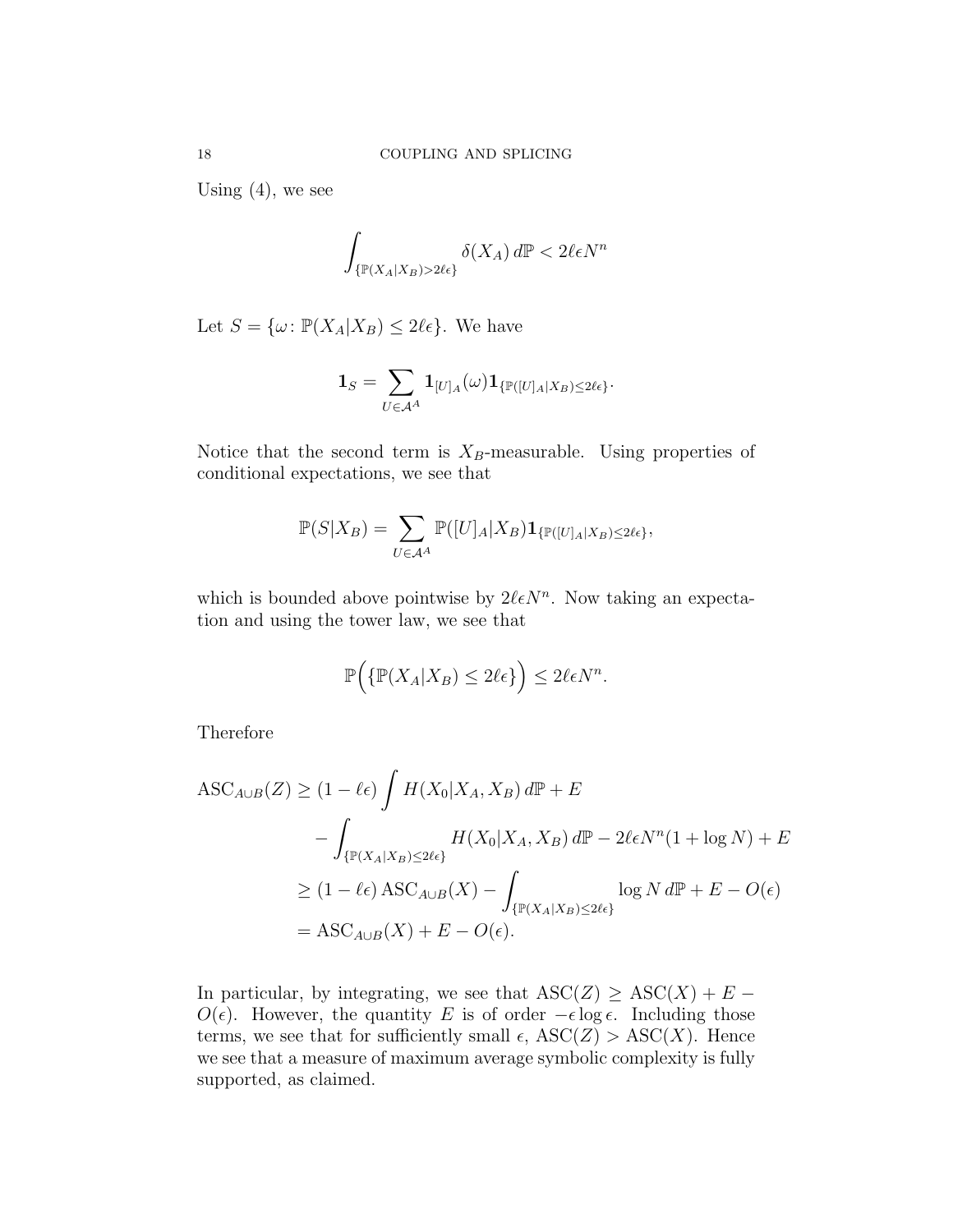Using (4), we see

$$\int_{\{\mathbb{P}(X_A|X_B)>2\ell\epsilon\}} \delta(X_A)\, d\mathbb{P} < 2\ell\epsilon N^n$$

Let $S = \{\omega \colon \mathbb{P}(X_A|X_B) \le 2\ell\epsilon\}$. We have

$$\mathbf{1}_S = \sum_{U\in\mathcal{A}^A} \mathbf{1}_{[U]_A}(\omega)\mathbf{1}_{\{\mathbb{P}([U]_A|X_B)\le 2\ell\epsilon\}}.$$

Notice that the second term is $X_B$-measurable. Using properties of conditional expectations, we see that

$$\mathbb{P}(S|X_B) = \sum_{U\in\mathcal{A}^A} \mathbb{P}([U]_A|X_B)\mathbf{1}_{\{\mathbb{P}([U]_A|X_B)\le 2\ell\epsilon\}},$$

which is bounded above pointwise by $2\ell\epsilon N^n$. Now taking an expectation and using the tower law, we see that

$$\mathbb{P}\Big(\{\mathbb{P}(X_A|X_B) \le 2\ell\epsilon\}\Big) \le 2\ell\epsilon N^n.$$

Therefore

$$\begin{aligned}
\mathrm{ASC}_{A\cup B}(Z) &\ge (1-\ell\epsilon)\int H(X_0|X_A, X_B)\, d\mathbb{P} + E \\
&\quad - \int_{\{\mathbb{P}(X_A|X_B)\le 2\ell\epsilon\}} H(X_0|X_A,X_B)\, d\mathbb{P} - 2\ell\epsilon N^n(1+\log N) + E \\
&\ge (1-\ell\epsilon)\,\mathrm{ASC}_{A\cup B}(X) - \int_{\{\mathbb{P}(X_A|X_B)\le 2\ell\epsilon\}} \log N\, d\mathbb{P} + E - O(\epsilon) \\
&= \mathrm{ASC}_{A\cup B}(X) + E - O(\epsilon).
\end{aligned}$$

In particular, by integrating, we see that $\mathrm{ASC}(Z) \ge \mathrm{ASC}(X) + E - O(\epsilon)$. However, the quantity $E$ is of order $-\epsilon\log\epsilon$. Including those terms, we see that for sufficiently small $\epsilon$, $\mathrm{ASC}(Z) > \mathrm{ASC}(X)$. Hence we see that a measure of maximum average symbolic complexity is fully supported, as claimed.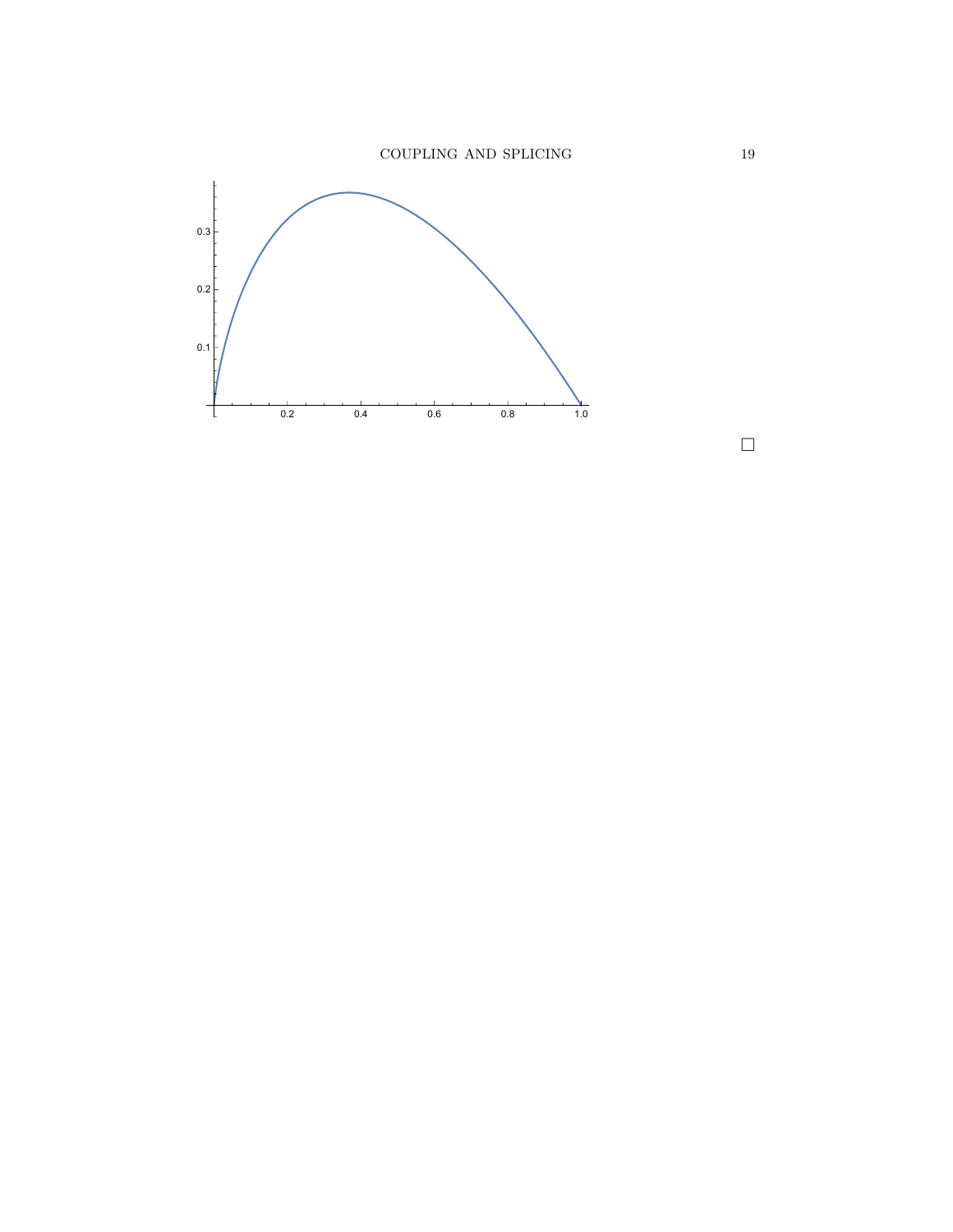0.3

0.2

0.1

0.2

0.4

0.6

0.8

1.0

□